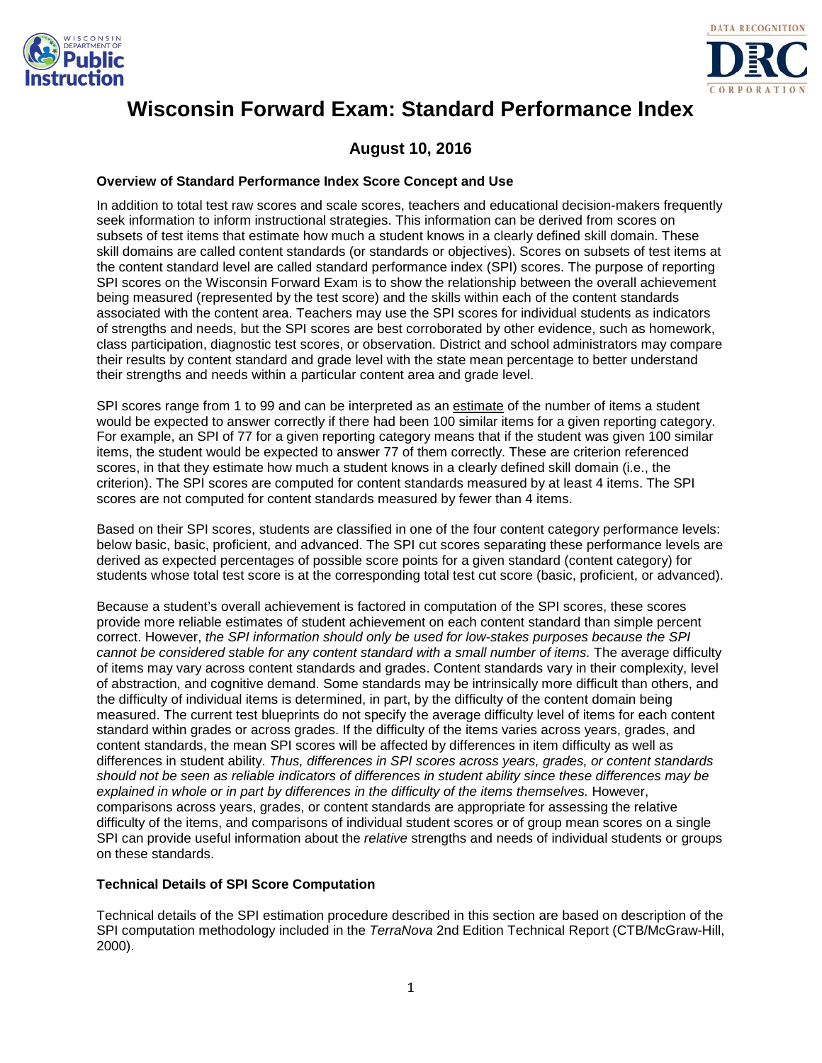# Wisconsin Forward Exam: Standard Performance Index

## August 10, 2016

**Overview of Standard Performance Index Score Concept and Use**

In addition to total test raw scores and scale scores, teachers and educational decision-makers frequently seek information to inform instructional strategies. This information can be derived from scores on subsets of test items that estimate how much a student knows in a clearly defined skill domain. These skill domains are called content standards (or standards or objectives). Scores on subsets of test items at the content standard level are called standard performance index (SPI) scores. The purpose of reporting SPI scores on the Wisconsin Forward Exam is to show the relationship between the overall achievement being measured (represented by the test score) and the skills within each of the content standards associated with the content area. Teachers may use the SPI scores for individual students as indicators of strengths and needs, but the SPI scores are best corroborated by other evidence, such as homework, class participation, diagnostic test scores, or observation. District and school administrators may compare their results by content standard and grade level with the state mean percentage to better understand their strengths and needs within a particular content area and grade level.

SPI scores range from 1 to 99 and can be interpreted as an estimate of the number of items a student would be expected to answer correctly if there had been 100 similar items for a given reporting category. For example, an SPI of 77 for a given reporting category means that if the student was given 100 similar items, the student would be expected to answer 77 of them correctly. These are criterion referenced scores, in that they estimate how much a student knows in a clearly defined skill domain (i.e., the criterion). The SPI scores are computed for content standards measured by at least 4 items. The SPI scores are not computed for content standards measured by fewer than 4 items.

Based on their SPI scores, students are classified in one of the four content category performance levels: below basic, basic, proficient, and advanced. The SPI cut scores separating these performance levels are derived as expected percentages of possible score points for a given standard (content category) for students whose total test score is at the corresponding total test cut score (basic, proficient, or advanced).

Because a student's overall achievement is factored in computation of the SPI scores, these scores provide more reliable estimates of student achievement on each content standard than simple percent correct. However, *the SPI information should only be used for low-stakes purposes because the SPI cannot be considered stable for any content standard with a small number of items.* The average difficulty of items may vary across content standards and grades. Content standards vary in their complexity, level of abstraction, and cognitive demand. Some standards may be intrinsically more difficult than others, and the difficulty of individual items is determined, in part, by the difficulty of the content domain being measured. The current test blueprints do not specify the average difficulty level of items for each content standard within grades or across grades. If the difficulty of the items varies across years, grades, and content standards, the mean SPI scores will be affected by differences in item difficulty as well as differences in student ability. *Thus, differences in SPI scores across years, grades, or content standards should not be seen as reliable indicators of differences in student ability since these differences may be explained in whole or in part by differences in the difficulty of the items themselves.* However, comparisons across years, grades, or content standards are appropriate for assessing the relative difficulty of the items, and comparisons of individual student scores or of group mean scores on a single SPI can provide useful information about the *relative* strengths and needs of individual students or groups on these standards.

**Technical Details of SPI Score Computation**

Technical details of the SPI estimation procedure described in this section are based on description of the SPI computation methodology included in the *TerraNova* 2nd Edition Technical Report (CTB/McGraw-Hill, 2000).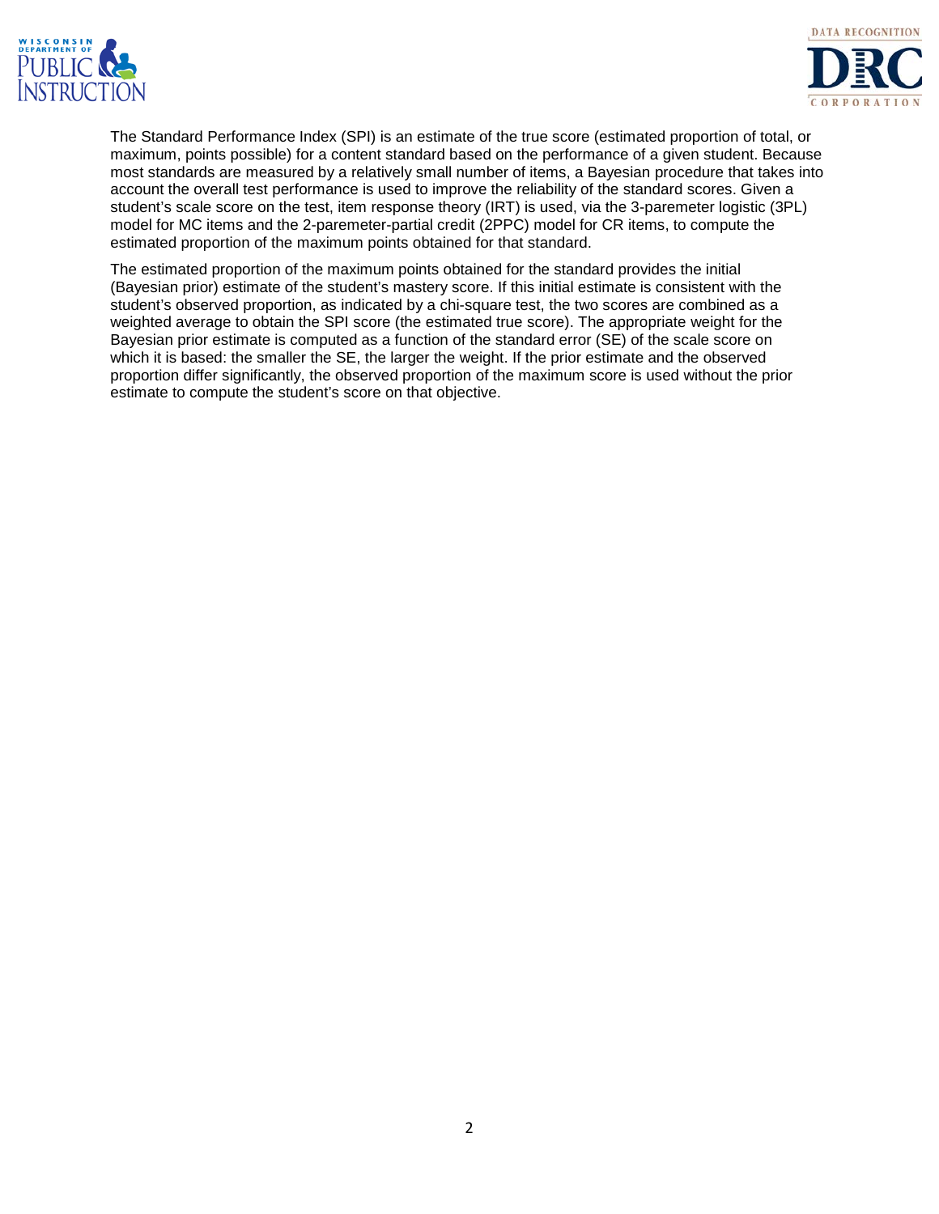The Standard Performance Index (SPI) is an estimate of the true score (estimated proportion of total, or maximum, points possible) for a content standard based on the performance of a given student. Because most standards are measured by a relatively small number of items, a Bayesian procedure that takes into account the overall test performance is used to improve the reliability of the standard scores. Given a student's scale score on the test, item response theory (IRT) is used, via the 3-paremeter logistic (3PL) model for MC items and the 2-paremeter-partial credit (2PPC) model for CR items, to compute the estimated proportion of the maximum points obtained for that standard.

The estimated proportion of the maximum points obtained for the standard provides the initial (Bayesian prior) estimate of the student's mastery score. If this initial estimate is consistent with the student's observed proportion, as indicated by a chi-square test, the two scores are combined as a weighted average to obtain the SPI score (the estimated true score). The appropriate weight for the Bayesian prior estimate is computed as a function of the standard error (SE) of the scale score on which it is based: the smaller the SE, the larger the weight. If the prior estimate and the observed proportion differ significantly, the observed proportion of the maximum score is used without the prior estimate to compute the student's score on that objective.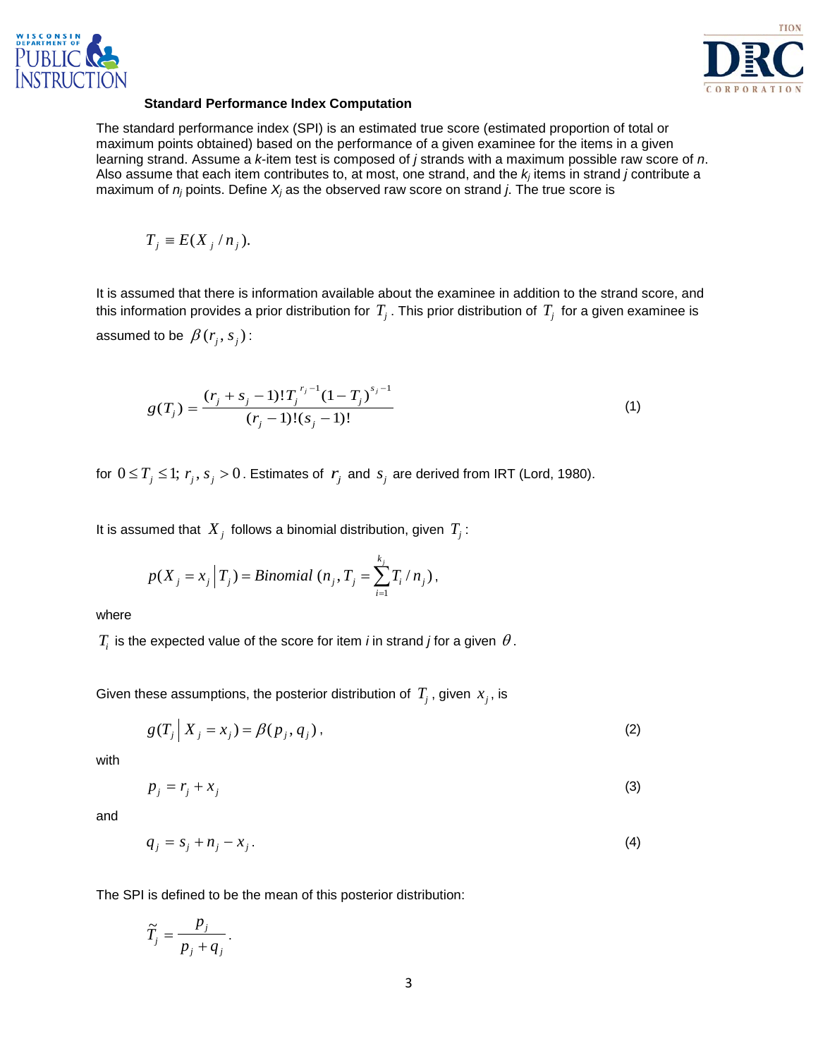### Standard Performance Index Computation

The standard performance index (SPI) is an estimated true score (estimated proportion of total or maximum points obtained) based on the performance of a given examinee for the items in a given learning strand. Assume a $k$-item test is composed of $j$ strands with a maximum possible raw score of $n$. Also assume that each item contributes to, at most, one strand, and the $k_j$ items in strand $j$ contribute a maximum of $n_j$ points. Define $X_j$ as the observed raw score on strand $j$. The true score is

$$T_j \equiv E(X_j / n_j).$$

It is assumed that there is information available about the examinee in addition to the strand score, and this information provides a prior distribution for $T_j$. This prior distribution of $T_j$ for a given examinee is assumed to be $\beta(r_j, s_j)$:

$$g(T_j) = \frac{(r_j + s_j - 1)! T_j^{r_j - 1}(1 - T_j)^{s_j - 1}}{(r_j - 1)!(s_j - 1)!} \tag{1}$$

for $0 \le T_j \le 1;\ r_j, s_j > 0$. Estimates of $r_j$ and $s_j$ are derived from IRT (Lord, 1980).

It is assumed that $X_j$ follows a binomial distribution, given $T_j$:

$$p(X_j = x_j \mid T_j) = Binomial\ (n_j, T_j = \sum_{i=1}^{k_j} T_i / n_j),$$

where

$T_i$ is the expected value of the score for item $i$ in strand $j$ for a given $\theta$.

Given these assumptions, the posterior distribution of $T_j$, given $x_j$, is

$$g(T_j \mid X_j = x_j) = \beta(p_j, q_j), \tag{2}$$

with

$$p_j = r_j + x_j \tag{3}$$

and

$$q_j = s_j + n_j - x_j. \tag{4}$$

The SPI is defined to be the mean of this posterior distribution:

$$\tilde{T}_j = \frac{p_j}{p_j + q_j}.$$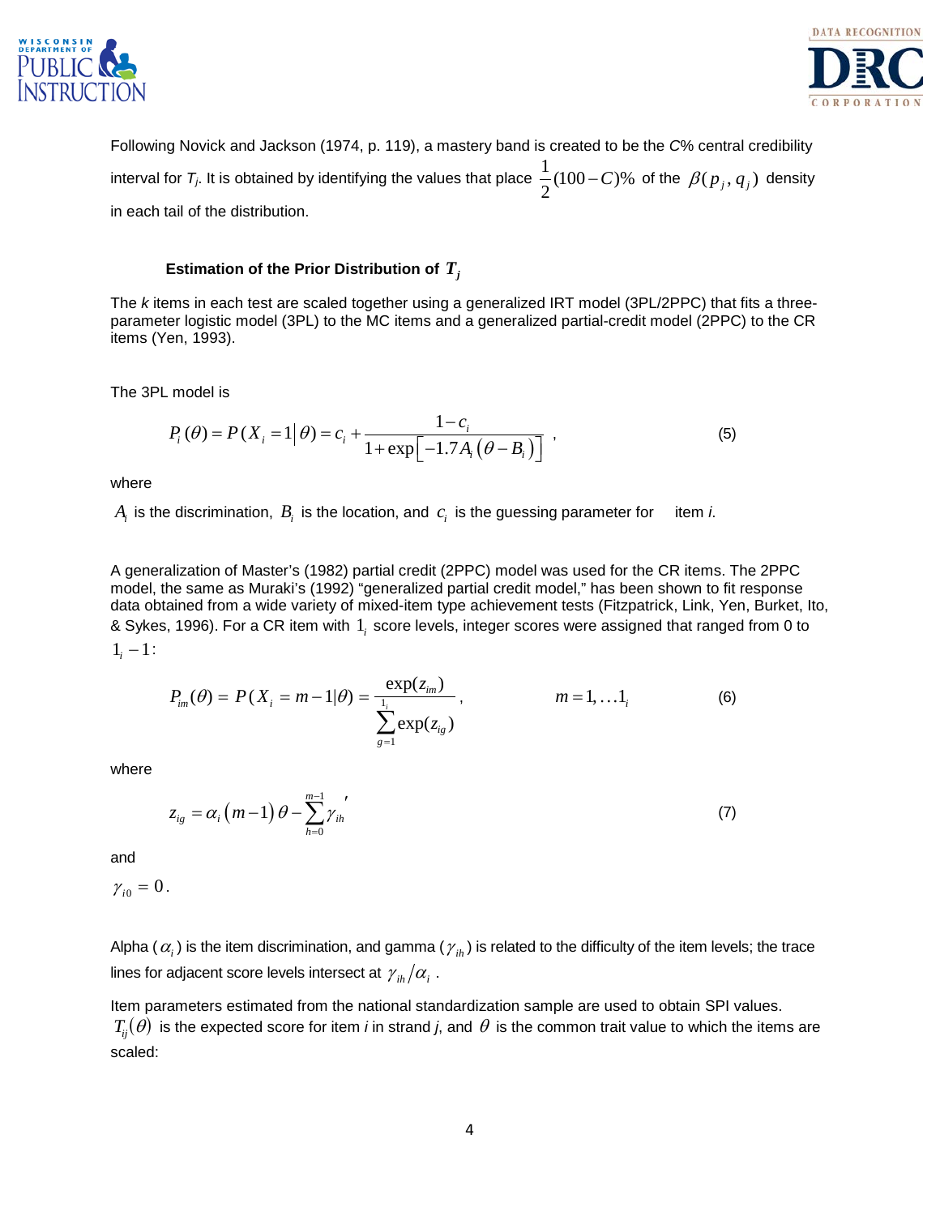Following Novick and Jackson (1974, p. 119), a mastery band is created to be the *C*% central credibility interval for $T_j$. It is obtained by identifying the values that place $\frac{1}{2}(100-C)\%$ of the $\beta(p_j, q_j)$ density in each tail of the distribution.

### Estimation of the Prior Distribution of $T_j$

The *k* items in each test are scaled together using a generalized IRT model (3PL/2PPC) that fits a three-parameter logistic model (3PL) to the MC items and a generalized partial-credit model (2PPC) to the CR items (Yen, 1993).

The 3PL model is

$$P_i(\theta) = P(X_i = 1 | \theta) = c_i + \frac{1 - c_i}{1 + \exp\left[-1.7A_i\left(\theta - B_i\right)\right]} \quad , \tag{5}$$

where

$A_i$ is the discrimination, $B_i$ is the location, and $c_i$ is the guessing parameter for item *i*.

A generalization of Master's (1982) partial credit (2PPC) model was used for the CR items. The 2PPC model, the same as Muraki's (1992) "generalized partial credit model," has been shown to fit response data obtained from a wide variety of mixed-item type achievement tests (Fitzpatrick, Link, Yen, Burket, Ito, & Sykes, 1996). For a CR item with $1_i$ score levels, integer scores were assigned that ranged from 0 to $1_i - 1$:

$$P_{im}(\theta) = P(X_i = m-1 | \theta) = \frac{\exp(z_{im})}{\sum_{g=1}^{1_i} \exp(z_{ig})}, \qquad m = 1, \ldots 1_i \tag{6}$$

where

$$z_{ig} = \alpha_i\left(m-1\right)\theta - \sum_{h=0}^{m-1} \gamma_{ih}{}' \tag{7}$$

and

$\gamma_{i0} = 0$.

Alpha ($\alpha_i$) is the item discrimination, and gamma ($\gamma_{ih}$) is related to the difficulty of the item levels; the trace lines for adjacent score levels intersect at $\gamma_{ih} / \alpha_i$ .

Item parameters estimated from the national standardization sample are used to obtain SPI values. $T_{ij}(\theta)$ is the expected score for item *i* in strand *j*, and $\theta$ is the common trait value to which the items are scaled: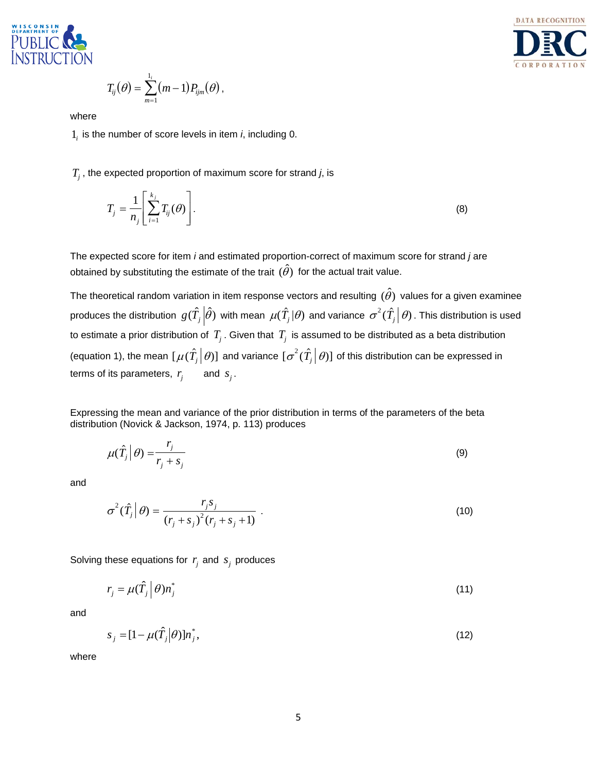$$T_{ij}(\theta) = \sum_{m=1}^{1_i}(m-1)P_{ijm}(\theta),$$

where

$1_i$ is the number of score levels in item *i*, including 0.

$T_j$, the expected proportion of maximum score for strand *j*, is

$$T_j = \frac{1}{n_j}\left[\sum_{i=1}^{k_j} T_{ij}(\theta)\right]. \tag{8}$$

The expected score for item *i* and estimated proportion-correct of maximum score for strand *j* are obtained by substituting the estimate of the trait $(\hat{\theta})$ for the actual trait value.

The theoretical random variation in item response vectors and resulting $(\hat{\theta})$ values for a given examinee produces the distribution $g(\hat{T}_j \,|\, \hat{\theta})$ with mean $\mu(\hat{T}_j|\theta)$ and variance $\sigma^2(\hat{T}_j \,|\, \theta)$. This distribution is used to estimate a prior distribution of $T_j$. Given that $T_j$ is assumed to be distributed as a beta distribution (equation 1), the mean $[\mu(\hat{T}_j \,|\, \theta)]$ and variance $[\sigma^2(\hat{T}_j \,|\, \theta)]$ of this distribution can be expressed in terms of its parameters, $r_j$ and $s_j$.

Expressing the mean and variance of the prior distribution in terms of the parameters of the beta distribution (Novick & Jackson, 1974, p. 113) produces

$$\mu(\hat{T}_j \,|\, \theta) = \frac{r_j}{r_j + s_j} \tag{9}$$

and

$$\sigma^2(\hat{T}_j \,|\, \theta) = \frac{r_j s_j}{(r_j + s_j)^2(r_j + s_j + 1)}. \tag{10}$$

Solving these equations for $r_j$ and $s_j$ produces

$$r_j = \mu(\hat{T}_j \,|\, \theta)n_j^* \tag{11}$$

and

$$s_j = [1 - \mu(\hat{T}_j \,|\, \theta)]n_j^*, \tag{12}$$

where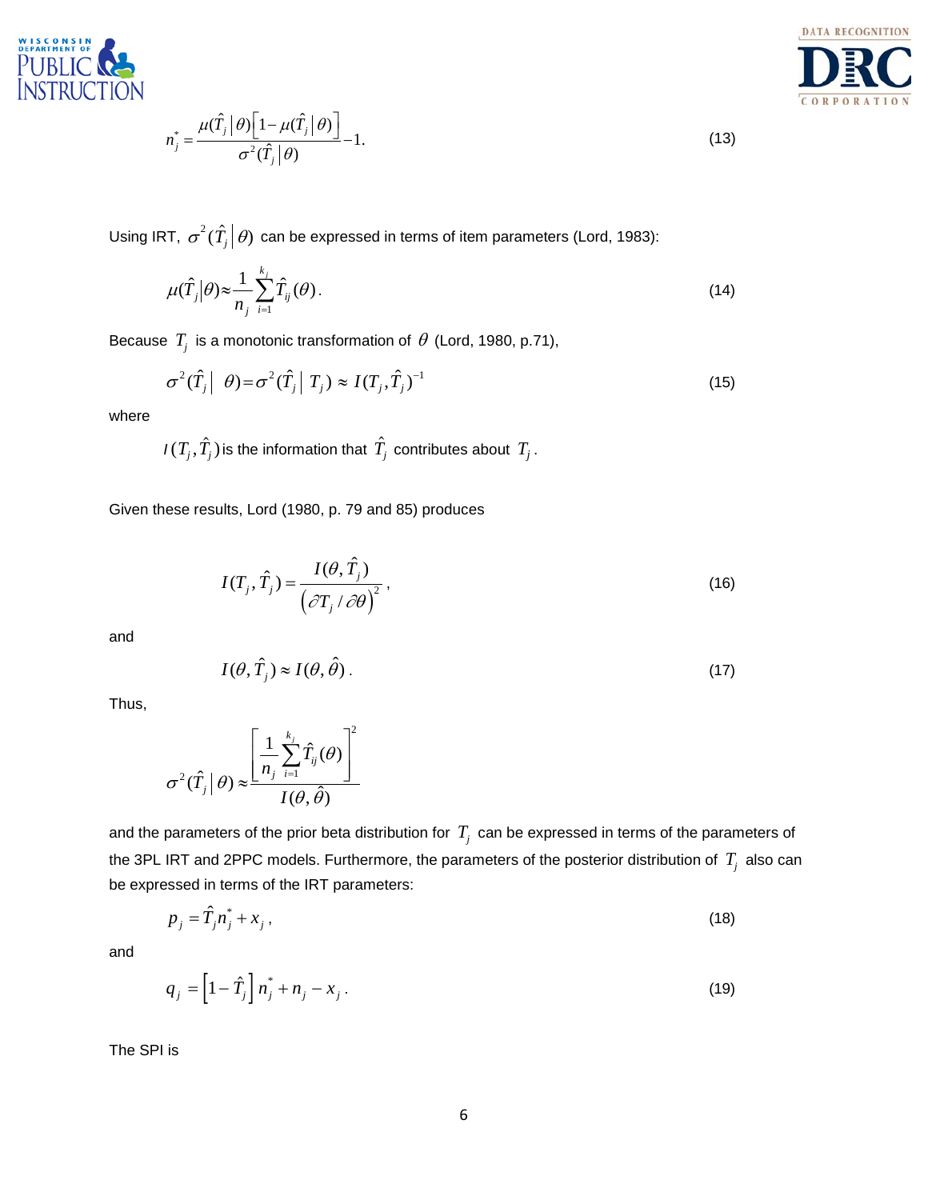$$n_j^* = \frac{\mu(\hat{T}_j \mid \theta)\left[1 - \mu(\hat{T}_j \mid \theta)\right]}{\sigma^2(\hat{T}_j \mid \theta)} - 1. \tag{13}$$

Using IRT, $\sigma^2(\hat{T}_j \mid \theta)$ can be expressed in terms of item parameters (Lord, 1983):

$$\mu(\hat{T}_j \mid \theta) \approx \frac{1}{n_j} \sum_{i=1}^{k_j} \hat{T}_{ij}(\theta). \tag{14}$$

Because $T_j$ is a monotonic transformation of $\theta$ (Lord, 1980, p.71),

$$\sigma^2(\hat{T}_j \mid \theta) = \sigma^2(\hat{T}_j \mid T_j) \approx I(T_j, \hat{T}_j)^{-1} \tag{15}$$

where

$I(T_j, \hat{T}_j)$ is the information that $\hat{T}_j$ contributes about $T_j$.

Given these results, Lord (1980, p. 79 and 85) produces

$$I(T_j, \hat{T}_j) = \frac{I(\theta, \hat{T}_j)}{\left(\partial T_j / \partial \theta\right)^2}, \tag{16}$$

and

$$I(\theta, \hat{T}_j) \approx I(\theta, \hat{\theta}). \tag{17}$$

Thus,

$$\sigma^2(\hat{T}_j \mid \theta) \approx \frac{\left[\frac{1}{n_j} \sum_{i=1}^{k_j} \hat{T}_{ij}(\theta)\right]^2}{I(\theta, \hat{\theta})}$$

and the parameters of the prior beta distribution for $T_j$ can be expressed in terms of the parameters of the 3PL IRT and 2PPC models. Furthermore, the parameters of the posterior distribution of $T_j$ also can be expressed in terms of the IRT parameters:

$$p_j = \hat{T}_j n_j^* + x_j, \tag{18}$$

and

$$q_j = \left[1 - \hat{T}_j\right] n_j^* + n_j - x_j. \tag{19}$$

The SPI is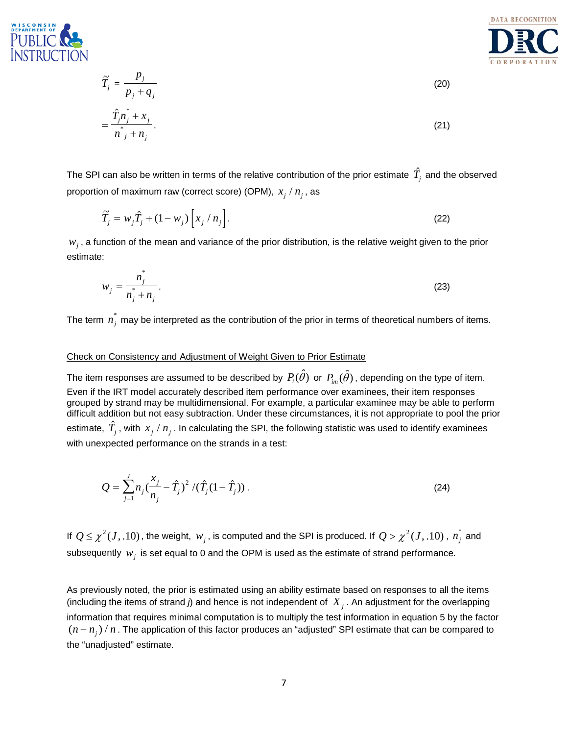$$\tilde{T}_j = \frac{p_j}{p_j + q_j} \tag{20}$$

$$= \frac{\hat{T}_j n_j^* + x_j}{n_j^* + n_j}. \tag{21}$$

The SPI can also be written in terms of the relative contribution of the prior estimate $\hat{T}_j$ and the observed proportion of maximum raw (correct score) (OPM), $x_j / n_j$, as

$$\tilde{T}_j = w_j \hat{T}_j + (1 - w_j)\left[x_j / n_j\right]. \tag{22}$$

$w_j$, a function of the mean and variance of the prior distribution, is the relative weight given to the prior estimate:

$$w_j = \frac{n_j^*}{n_j^* + n_j}. \tag{23}$$

The term $n_j^*$ may be interpreted as the contribution of the prior in terms of theoretical numbers of items.

Check on Consistency and Adjustment of Weight Given to Prior Estimate

The item responses are assumed to be described by $P_i(\hat{\theta})$ or $P_{im}(\hat{\theta})$, depending on the type of item. Even if the IRT model accurately described item performance over examinees, their item responses grouped by strand may be multidimensional. For example, a particular examinee may be able to perform difficult addition but not easy subtraction. Under these circumstances, it is not appropriate to pool the prior estimate, $\hat{T}_j$, with $x_j / n_j$. In calculating the SPI, the following statistic was used to identify examinees with unexpected performance on the strands in a test:

$$Q = \sum_{j=1}^{J} n_j \left(\frac{x_j}{n_j} - \hat{T}_j\right)^2 / (\hat{T}_j(1 - \hat{T}_j)). \tag{24}$$

If $Q \le \chi^2(J, .10)$, the weight, $w_j$, is computed and the SPI is produced. If $Q > \chi^2(J, .10)$, $n_j^*$ and subsequently $w_j$ is set equal to 0 and the OPM is used as the estimate of strand performance.

As previously noted, the prior is estimated using an ability estimate based on responses to all the items (including the items of strand *j*) and hence is not independent of $X_j$. An adjustment for the overlapping information that requires minimal computation is to multiply the test information in equation 5 by the factor $(n - n_j)/n$. The application of this factor produces an "adjusted" SPI estimate that can be compared to the "unadjusted" estimate.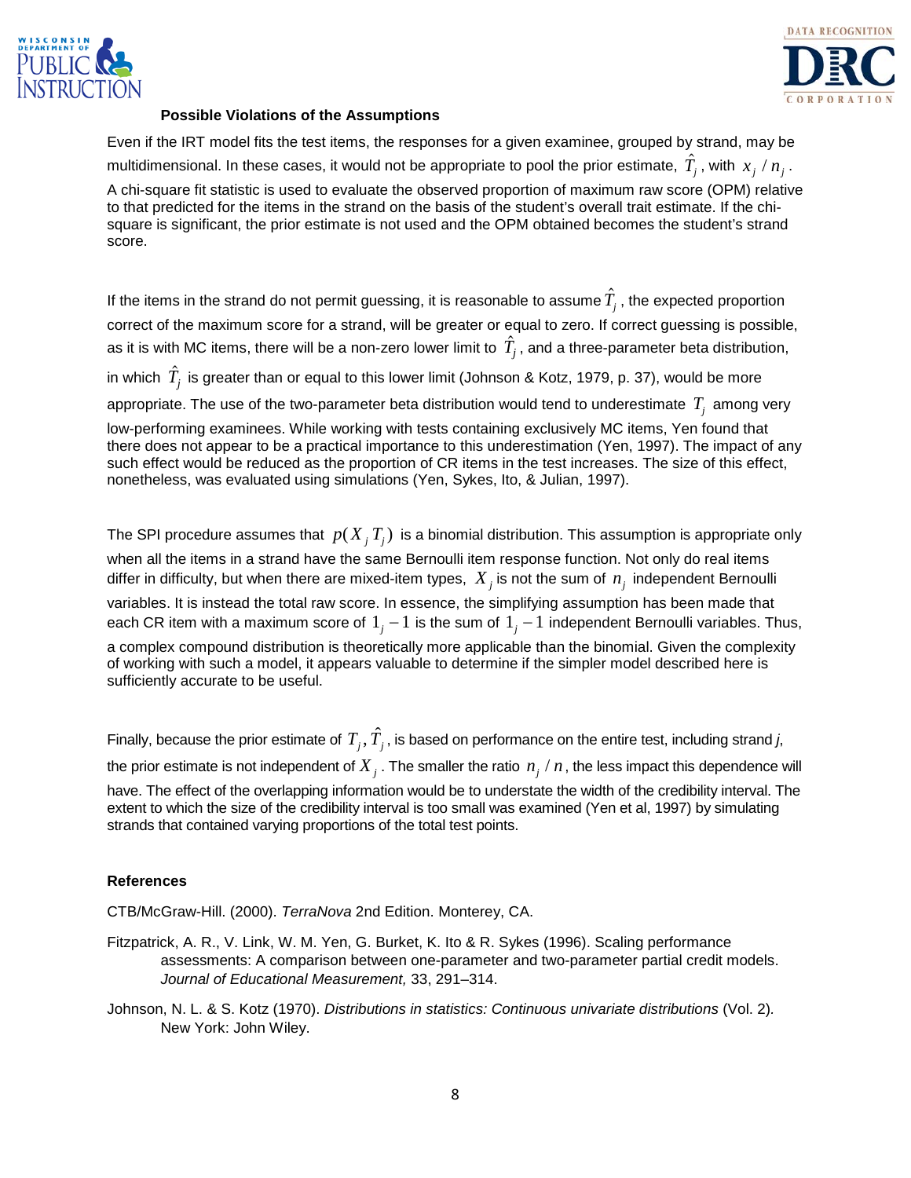### Possible Violations of the Assumptions

Even if the IRT model fits the test items, the responses for a given examinee, grouped by strand, may be multidimensional. In these cases, it would not be appropriate to pool the prior estimate, $\hat{T}_j$, with $x_j / n_j$. A chi-square fit statistic is used to evaluate the observed proportion of maximum raw score (OPM) relative to that predicted for the items in the strand on the basis of the student's overall trait estimate. If the chi-square is significant, the prior estimate is not used and the OPM obtained becomes the student's strand score.

If the items in the strand do not permit guessing, it is reasonable to assume $\hat{T}_j$, the expected proportion correct of the maximum score for a strand, will be greater or equal to zero. If correct guessing is possible, as it is with MC items, there will be a non-zero lower limit to $\hat{T}_j$, and a three-parameter beta distribution, in which $\hat{T}_j$ is greater than or equal to this lower limit (Johnson & Kotz, 1979, p. 37), would be more appropriate. The use of the two-parameter beta distribution would tend to underestimate $T_j$ among very low-performing examinees. While working with tests containing exclusively MC items, Yen found that there does not appear to be a practical importance to this underestimation (Yen, 1997). The impact of any such effect would be reduced as the proportion of CR items in the test increases. The size of this effect, nonetheless, was evaluated using simulations (Yen, Sykes, Ito, & Julian, 1997).

The SPI procedure assumes that $p(X_j T_j)$ is a binomial distribution. This assumption is appropriate only when all the items in a strand have the same Bernoulli item response function. Not only do real items differ in difficulty, but when there are mixed-item types, $X_j$ is not the sum of $n_j$ independent Bernoulli variables. It is instead the total raw score. In essence, the simplifying assumption has been made that each CR item with a maximum score of $1_j - 1$ is the sum of $1_j - 1$ independent Bernoulli variables. Thus, a complex compound distribution is theoretically more applicable than the binomial. Given the complexity of working with such a model, it appears valuable to determine if the simpler model described here is sufficiently accurate to be useful.

Finally, because the prior estimate of $T_j$, $\hat{T}_j$, is based on performance on the entire test, including strand *j*, the prior estimate is not independent of $X_j$. The smaller the ratio $n_j / n$, the less impact this dependence will have. The effect of the overlapping information would be to understate the width of the credibility interval. The extent to which the size of the credibility interval is too small was examined (Yen et al, 1997) by simulating strands that contained varying proportions of the total test points.

### References

CTB/McGraw-Hill. (2000). *TerraNova* 2nd Edition. Monterey, CA.

Fitzpatrick, A. R., V. Link, W. M. Yen, G. Burket, K. Ito & R. Sykes (1996). Scaling performance assessments: A comparison between one-parameter and two-parameter partial credit models. *Journal of Educational Measurement,* 33, 291–314.

Johnson, N. L. & S. Kotz (1970). *Distributions in statistics: Continuous univariate distributions* (Vol. 2). New York: John Wiley.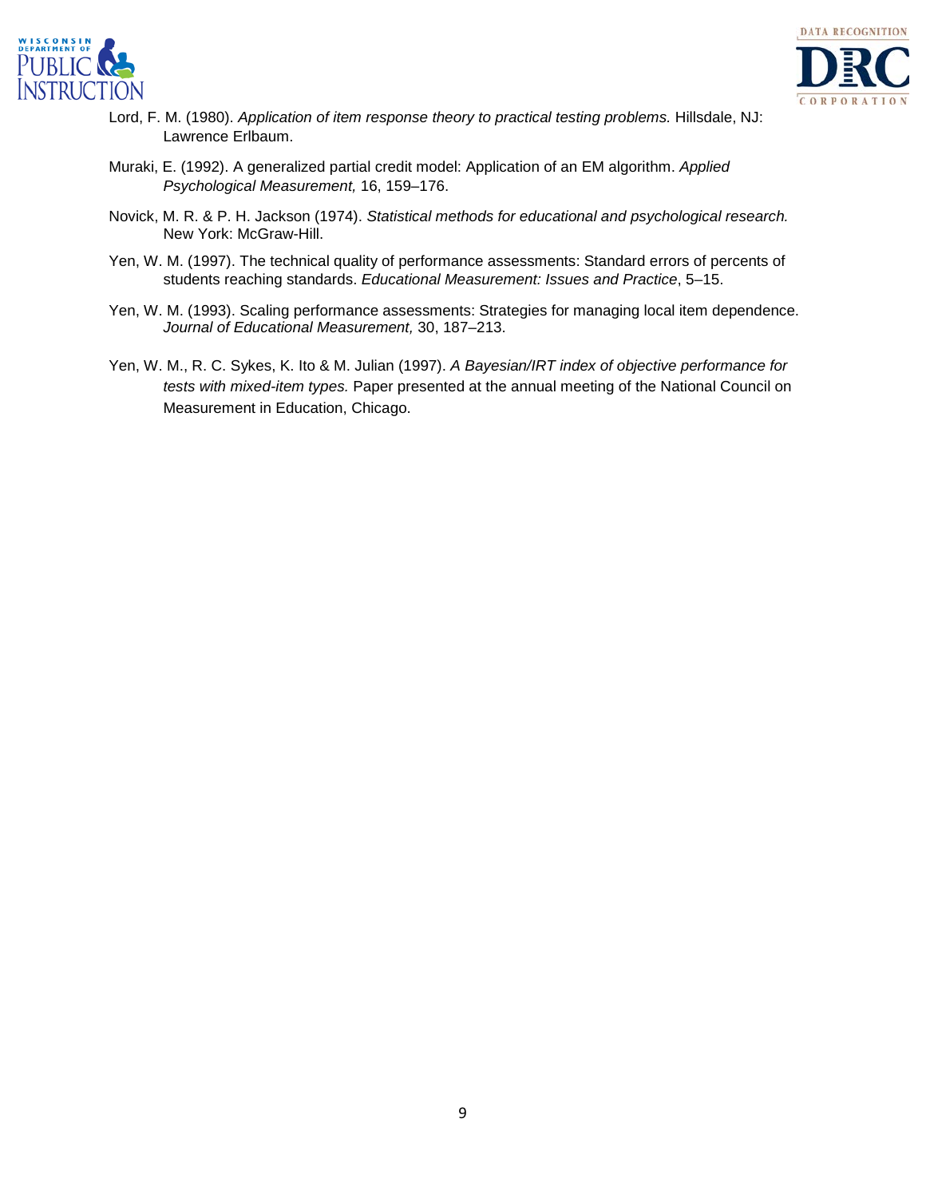Lord, F. M. (1980). *Application of item response theory to practical testing problems.* Hillsdale, NJ: Lawrence Erlbaum.

Muraki, E. (1992). A generalized partial credit model: Application of an EM algorithm. *Applied Psychological Measurement,* 16, 159–176.

Novick, M. R. & P. H. Jackson (1974). *Statistical methods for educational and psychological research.* New York: McGraw-Hill.

Yen, W. M. (1997). The technical quality of performance assessments: Standard errors of percents of students reaching standards. *Educational Measurement: Issues and Practice*, 5–15.

Yen, W. M. (1993). Scaling performance assessments: Strategies for managing local item dependence. *Journal of Educational Measurement,* 30, 187–213.

Yen, W. M., R. C. Sykes, K. Ito & M. Julian (1997). *A Bayesian/IRT index of objective performance for tests with mixed-item types.* Paper presented at the annual meeting of the National Council on Measurement in Education, Chicago.